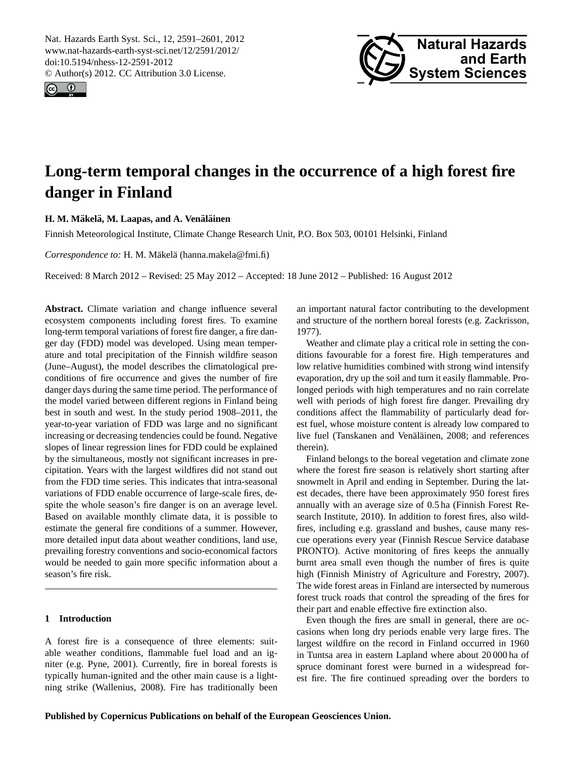# Long-term temporal changes in the occurrence of a high forest fire danger in Finland

**H. M. Mäkelä, M. Laapas, and A. Venäläinen**

Finnish Meteorological Institute, Climate Change Research Unit, P.O. Box 503, 00101 Helsinki, Finland

*Correspondence to:* H. M. Mäkelä (hanna.makela@fmi.fi)

Received: 8 March 2012 – Revised: 25 May 2012 – Accepted: 18 June 2012 – Published: 16 August 2012

**Abstract.** Climate variation and change influence several ecosystem components including forest fires. To examine long-term temporal variations of forest fire danger, a fire danger day (FDD) model was developed. Using mean temperature and total precipitation of the Finnish wildfire season (June–August), the model describes the climatological preconditions of fire occurrence and gives the number of fire danger days during the same time period. The performance of the model varied between different regions in Finland being best in south and west. In the study period 1908–2011, the year-to-year variation of FDD was large and no significant increasing or decreasing tendencies could be found. Negative slopes of linear regression lines for FDD could be explained by the simultaneous, mostly not significant increases in precipitation. Years with the largest wildfires did not stand out from the FDD time series. This indicates that intra-seasonal variations of FDD enable occurrence of large-scale fires, despite the whole season's fire danger is on an average level. Based on available monthly climate data, it is possible to estimate the general fire conditions of a summer. However, more detailed input data about weather conditions, land use, prevailing forestry conventions and socio-economical factors would be needed to gain more specific information about a season's fire risk.

## 1 Introduction

A forest fire is a consequence of three elements: suitable weather conditions, flammable fuel load and an igniter (e.g. Pyne, 2001). Currently, fire in boreal forests is typically human-ignited and the other main cause is a lightning strike (Wallenius, 2008). Fire has traditionally been an important natural factor contributing to the development and structure of the northern boreal forests (e.g. Zackrisson, 1977).

Weather and climate play a critical role in setting the conditions favourable for a forest fire. High temperatures and low relative humidities combined with strong wind intensify evaporation, dry up the soil and turn it easily flammable. Prolonged periods with high temperatures and no rain correlate well with periods of high forest fire danger. Prevailing dry conditions affect the flammability of particularly dead forest fuel, whose moisture content is already low compared to live fuel (Tanskanen and Venäläinen, 2008; and references therein).

Finland belongs to the boreal vegetation and climate zone where the forest fire season is relatively short starting after snowmelt in April and ending in September. During the latest decades, there have been approximately 950 forest fires annually with an average size of 0.5 ha (Finnish Forest Research Institute, 2010). In addition to forest fires, also wildfires, including e.g. grassland and bushes, cause many rescue operations every year (Finnish Rescue Service database PRONTO). Active monitoring of fires keeps the annually burnt area small even though the number of fires is quite high (Finnish Ministry of Agriculture and Forestry, 2007). The wide forest areas in Finland are intersected by numerous forest truck roads that control the spreading of the fires for their part and enable effective fire extinction also.

Even though the fires are small in general, there are occasions when long dry periods enable very large fires. The largest wildfire on the record in Finland occurred in 1960 in Tuntsa area in eastern Lapland where about 20 000 ha of spruce dominant forest were burned in a widespread forest fire. The fire continued spreading over the borders to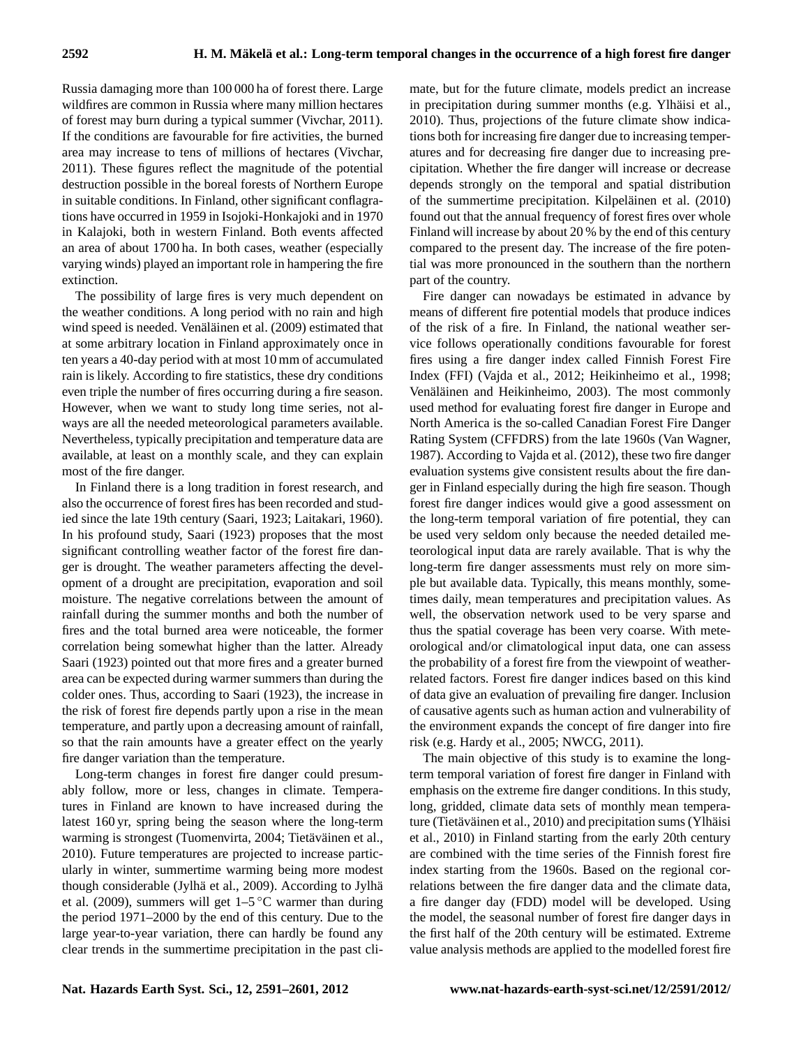Russia damaging more than 100 000 ha of forest there. Large wildfires are common in Russia where many million hectares of forest may burn during a typical summer (Vivchar, 2011). If the conditions are favourable for fire activities, the burned area may increase to tens of millions of hectares (Vivchar, 2011). These figures reflect the magnitude of the potential destruction possible in the boreal forests of Northern Europe in suitable conditions. In Finland, other significant conflagrations have occurred in 1959 in Isojoki-Honkajoki and in 1970 in Kalajoki, both in western Finland. Both events affected an area of about 1700 ha. In both cases, weather (especially varying winds) played an important role in hampering the fire extinction.

The possibility of large fires is very much dependent on the weather conditions. A long period with no rain and high wind speed is needed. Venäläinen et al. (2009) estimated that at some arbitrary location in Finland approximately once in ten years a 40-day period with at most 10 mm of accumulated rain is likely. According to fire statistics, these dry conditions even triple the number of fires occurring during a fire season. However, when we want to study long time series, not always are all the needed meteorological parameters available. Nevertheless, typically precipitation and temperature data are available, at least on a monthly scale, and they can explain most of the fire danger.

In Finland there is a long tradition in forest research, and also the occurrence of forest fires has been recorded and studied since the late 19th century (Saari, 1923; Laitakari, 1960). In his profound study, Saari (1923) proposes that the most significant controlling weather factor of the forest fire danger is drought. The weather parameters affecting the development of a drought are precipitation, evaporation and soil moisture. The negative correlations between the amount of rainfall during the summer months and both the number of fires and the total burned area were noticeable, the former correlation being somewhat higher than the latter. Already Saari (1923) pointed out that more fires and a greater burned area can be expected during warmer summers than during the colder ones. Thus, according to Saari (1923), the increase in the risk of forest fire depends partly upon a rise in the mean temperature, and partly upon a decreasing amount of rainfall, so that the rain amounts have a greater effect on the yearly fire danger variation than the temperature.

Long-term changes in forest fire danger could presumably follow, more or less, changes in climate. Temperatures in Finland are known to have increased during the latest 160 yr, spring being the season where the long-term warming is strongest (Tuomenvirta, 2004; Tietäväinen et al., 2010). Future temperatures are projected to increase particularly in winter, summertime warming being more modest though considerable (Jylhä et al., 2009). According to Jylhä et al. (2009), summers will get 1–5 °C warmer than during the period 1971–2000 by the end of this century. Due to the large year-to-year variation, there can hardly be found any clear trends in the summertime precipitation in the past climate, but for the future climate, models predict an increase in precipitation during summer months (e.g. Ylhäisi et al., 2010). Thus, projections of the future climate show indications both for increasing fire danger due to increasing temperatures and for decreasing fire danger due to increasing precipitation. Whether the fire danger will increase or decrease depends strongly on the temporal and spatial distribution of the summertime precipitation. Kilpeläinen et al. (2010) found out that the annual frequency of forest fires over whole Finland will increase by about 20 % by the end of this century compared to the present day. The increase of the fire potential was more pronounced in the southern than the northern part of the country.

Fire danger can nowadays be estimated in advance by means of different fire potential models that produce indices of the risk of a fire. In Finland, the national weather service follows operationally conditions favourable for forest fires using a fire danger index called Finnish Forest Fire Index (FFI) (Vajda et al., 2012; Heikinheimo et al., 1998; Venäläinen and Heikinheimo, 2003). The most commonly used method for evaluating forest fire danger in Europe and North America is the so-called Canadian Forest Fire Danger Rating System (CFFDRS) from the late 1960s (Van Wagner, 1987). According to Vajda et al. (2012), these two fire danger evaluation systems give consistent results about the fire danger in Finland especially during the high fire season. Though forest fire danger indices would give a good assessment on the long-term temporal variation of fire potential, they can be used very seldom only because the needed detailed meteorological input data are rarely available. That is why the long-term fire danger assessments must rely on more simple but available data. Typically, this means monthly, sometimes daily, mean temperatures and precipitation values. As well, the observation network used to be very sparse and thus the spatial coverage has been very coarse. With meteorological and/or climatological input data, one can assess the probability of a forest fire from the viewpoint of weather-related factors. Forest fire danger indices based on this kind of data give an evaluation of prevailing fire danger. Inclusion of causative agents such as human action and vulnerability of the environment expands the concept of fire danger into fire risk (e.g. Hardy et al., 2005; NWCG, 2011).

The main objective of this study is to examine the long-term temporal variation of forest fire danger in Finland with emphasis on the extreme fire danger conditions. In this study, long, gridded, climate data sets of monthly mean temperature (Tietäväinen et al., 2010) and precipitation sums (Ylhäisi et al., 2010) in Finland starting from the early 20th century are combined with the time series of the Finnish forest fire index starting from the 1960s. Based on the regional correlations between the fire danger data and the climate data, a fire danger day (FDD) model will be developed. Using the model, the seasonal number of forest fire danger days in the first half of the 20th century will be estimated. Extreme value analysis methods are applied to the modelled forest fire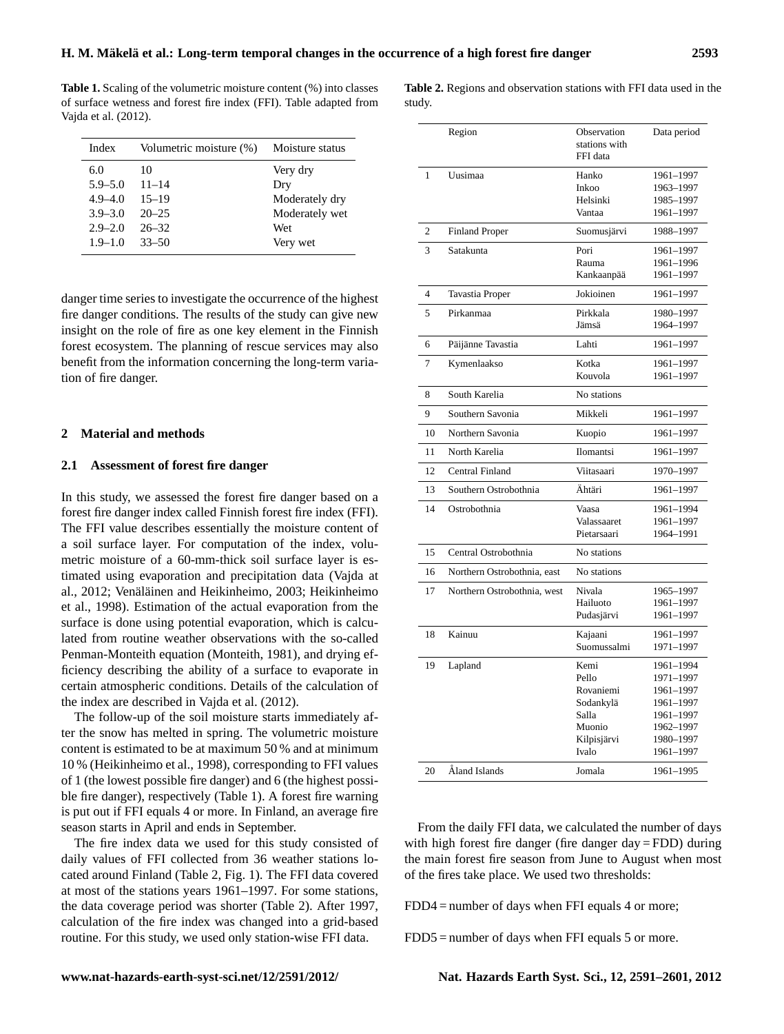**Table 1.** Scaling of the volumetric moisture content (%) into classes of surface wetness and forest fire index (FFI). Table adapted from Vajda et al. (2012).

| Index | Volumetric moisture (%) | Moisture status |
|---|---|---|
| 6.0 | 10 | Very dry |
| 5.9–5.0 | 11–14 | Dry |
| 4.9–4.0 | 15–19 | Moderately dry |
| 3.9–3.0 | 20–25 | Moderately wet |
| 2.9–2.0 | 26–32 | Wet |
| 1.9–1.0 | 33–50 | Very wet |

danger time series to investigate the occurrence of the highest fire danger conditions. The results of the study can give new insight on the role of fire as one key element in the Finnish forest ecosystem. The planning of rescue services may also benefit from the information concerning the long-term variation of fire danger.

## 2 Material and methods

### 2.1 Assessment of forest fire danger

In this study, we assessed the forest fire danger based on a forest fire danger index called Finnish forest fire index (FFI). The FFI value describes essentially the moisture content of a soil surface layer. For computation of the index, volumetric moisture of a 60-mm-thick soil surface layer is estimated using evaporation and precipitation data (Vajda at al., 2012; Venäläinen and Heikinheimo, 2003; Heikinheimo et al., 1998). Estimation of the actual evaporation from the surface is done using potential evaporation, which is calculated from routine weather observations with the so-called Penman-Monteith equation (Monteith, 1981), and drying efficiency describing the ability of a surface to evaporate in certain atmospheric conditions. Details of the calculation of the index are described in Vajda et al. (2012).

The follow-up of the soil moisture starts immediately after the snow has melted in spring. The volumetric moisture content is estimated to be at maximum 50 % and at minimum 10 % (Heikinheimo et al., 1998), corresponding to FFI values of 1 (the lowest possible fire danger) and 6 (the highest possible fire danger), respectively (Table 1). A forest fire warning is put out if FFI equals 4 or more. In Finland, an average fire season starts in April and ends in September.

The fire index data we used for this study consisted of daily values of FFI collected from 36 weather stations located around Finland (Table 2, Fig. 1). The FFI data covered at most of the stations years 1961–1997. For some stations, the data coverage period was shorter (Table 2). After 1997, calculation of the fire index was changed into a grid-based routine. For this study, we used only station-wise FFI data.

**Table 2.** Regions and observation stations with FFI data used in the study.

| | Region | Observation stations with FFI data | Data period |
|---|---|---|---|
| 1 | Uusimaa | Hanko | 1961–1997 |
| | | Inkoo | 1963–1997 |
| | | Helsinki | 1985–1997 |
| | | Vantaa | 1961–1997 |
| 2 | Finland Proper | Suomusjärvi | 1988–1997 |
| 3 | Satakunta | Pori | 1961–1997 |
| | | Rauma | 1961–1996 |
| | | Kankaanpää | 1961–1997 |
| 4 | Tavastia Proper | Jokioinen | 1961–1997 |
| 5 | Pirkanmaa | Pirkkala | 1980–1997 |
| | | Jämsä | 1964–1997 |
| 6 | Päijänne Tavastia | Lahti | 1961–1997 |
| 7 | Kymenlaakso | Kotka | 1961–1997 |
| | | Kouvola | 1961–1997 |
| 8 | South Karelia | No stations | |
| 9 | Southern Savonia | Mikkeli | 1961–1997 |
| 10 | Northern Savonia | Kuopio | 1961–1997 |
| 11 | North Karelia | Ilomantsi | 1961–1997 |
| 12 | Central Finland | Viitasaari | 1970–1997 |
| 13 | Southern Ostrobothnia | Ähtäri | 1961–1997 |
| 14 | Ostrobothnia | Vaasa | 1961–1994 |
| | | Valassaaret | 1961–1997 |
| | | Pietarsaari | 1964–1991 |
| 15 | Central Ostrobothnia | No stations | |
| 16 | Northern Ostrobothnia, east | No stations | |
| 17 | Northern Ostrobothnia, west | Nivala | 1965–1997 |
| | | Hailuoto | 1961–1997 |
| | | Pudasjärvi | 1961–1997 |
| 18 | Kainuu | Kajaani | 1961–1997 |
| | | Suomussalmi | 1971–1997 |
| 19 | Lapland | Kemi | 1961–1994 |
| | | Pello | 1971–1997 |
| | | Rovaniemi | 1961–1997 |
| | | Sodankylä | 1961–1997 |
| | | Salla | 1961–1997 |
| | | Muonio | 1962–1997 |
| | | Kilpisjärvi | 1980–1997 |
| | | Ivalo | 1961–1997 |
| 20 | Åland Islands | Jomala | 1961–1995 |

From the daily FFI data, we calculated the number of days with high forest fire danger (fire danger day = FDD) during the main forest fire season from June to August when most of the fires take place. We used two thresholds:

FDD4 = number of days when FFI equals 4 or more;

FDD5 = number of days when FFI equals 5 or more.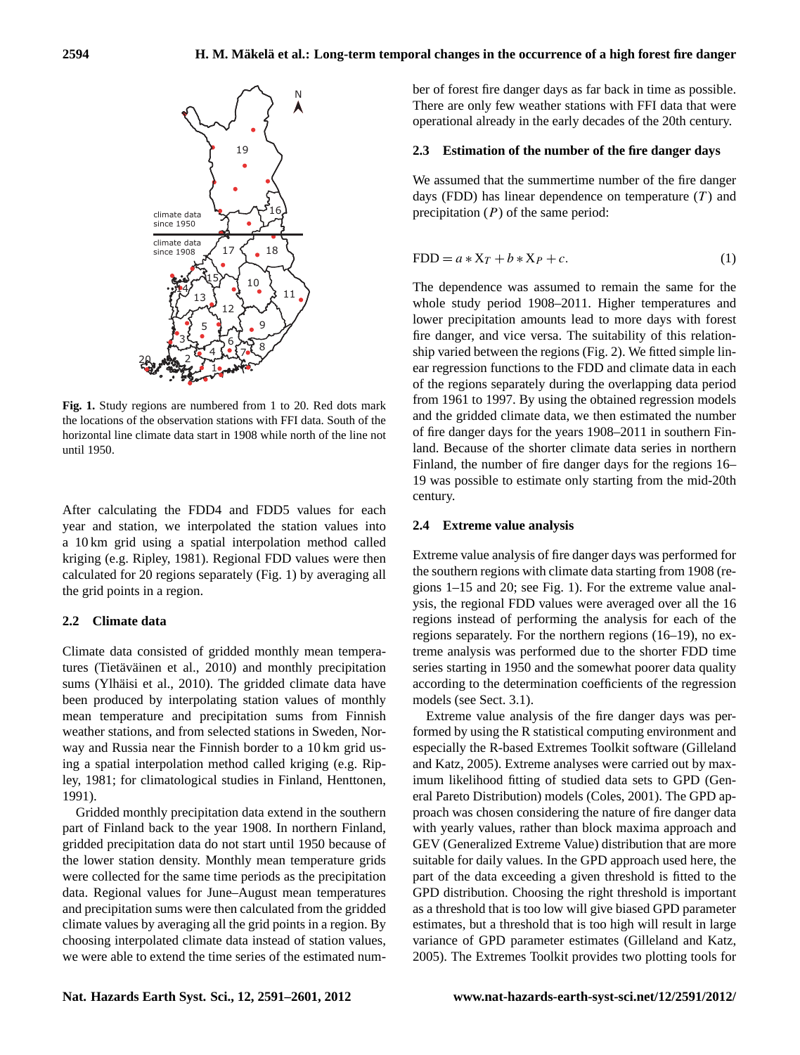Fig. 1. Study regions are numbered from 1 to 20. Red dots mark the locations of the observation stations with FFI data. South of the horizontal line climate data start in 1908 while north of the line not until 1950.

After calculating the FDD4 and FDD5 values for each year and station, we interpolated the station values into a 10 km grid using a spatial interpolation method called kriging (e.g. Ripley, 1981). Regional FDD values were then calculated for 20 regions separately (Fig. 1) by averaging all the grid points in a region.

### 2.2 Climate data

Climate data consisted of gridded monthly mean temperatures (Tietäväinen et al., 2010) and monthly precipitation sums (Ylhäisi et al., 2010). The gridded climate data have been produced by interpolating station values of monthly mean temperature and precipitation sums from Finnish weather stations, and from selected stations in Sweden, Norway and Russia near the Finnish border to a 10 km grid using a spatial interpolation method called kriging (e.g. Ripley, 1981; for climatological studies in Finland, Henttonen, 1991).

Gridded monthly precipitation data extend in the southern part of Finland back to the year 1908. In northern Finland, gridded precipitation data do not start until 1950 because of the lower station density. Monthly mean temperature grids were collected for the same time periods as the precipitation data. Regional values for June–August mean temperatures and precipitation sums were then calculated from the gridded climate values by averaging all the grid points in a region. By choosing interpolated climate data instead of station values, we were able to extend the time series of the estimated number of forest fire danger days as far back in time as possible. There are only few weather stations with FFI data that were operational already in the early decades of the 20th century.

### 2.3 Estimation of the number of the fire danger days

We assumed that the summertime number of the fire danger days (FDD) has linear dependence on temperature ($T$) and precipitation ($P$) of the same period:

$$\mathrm{FDD} = a * \mathrm{X}_T + b * \mathrm{X}_P + c. \tag{1}$$

The dependence was assumed to remain the same for the whole study period 1908–2011. Higher temperatures and lower precipitation amounts lead to more days with forest fire danger, and vice versa. The suitability of this relationship varied between the regions (Fig. 2). We fitted simple linear regression functions to the FDD and climate data in each of the regions separately during the overlapping data period from 1961 to 1997. By using the obtained regression models and the gridded climate data, we then estimated the number of fire danger days for the years 1908–2011 in southern Finland. Because of the shorter climate data series in northern Finland, the number of fire danger days for the regions 16–19 was possible to estimate only starting from the mid-20th century.

### 2.4 Extreme value analysis

Extreme value analysis of fire danger days was performed for the southern regions with climate data starting from 1908 (regions 1–15 and 20; see Fig. 1). For the extreme value analysis, the regional FDD values were averaged over all the 16 regions instead of performing the analysis for each of the regions separately. For the northern regions (16–19), no extreme analysis was performed due to the shorter FDD time series starting in 1950 and the somewhat poorer data quality according to the determination coefficients of the regression models (see Sect. 3.1).

Extreme value analysis of the fire danger days was performed by using the R statistical computing environment and especially the R-based Extremes Toolkit software (Gilleland and Katz, 2005). Extreme analyses were carried out by maximum likelihood fitting of studied data sets to GPD (General Pareto Distribution) models (Coles, 2001). The GPD approach was chosen considering the nature of fire danger data with yearly values, rather than block maxima approach and GEV (Generalized Extreme Value) distribution that are more suitable for daily values. In the GPD approach used here, the part of the data exceeding a given threshold is fitted to the GPD distribution. Choosing the right threshold is important as a threshold that is too low will give biased GPD parameter estimates, but a threshold that is too high will result in large variance of GPD parameter estimates (Gilleland and Katz, 2005). The Extremes Toolkit provides two plotting tools for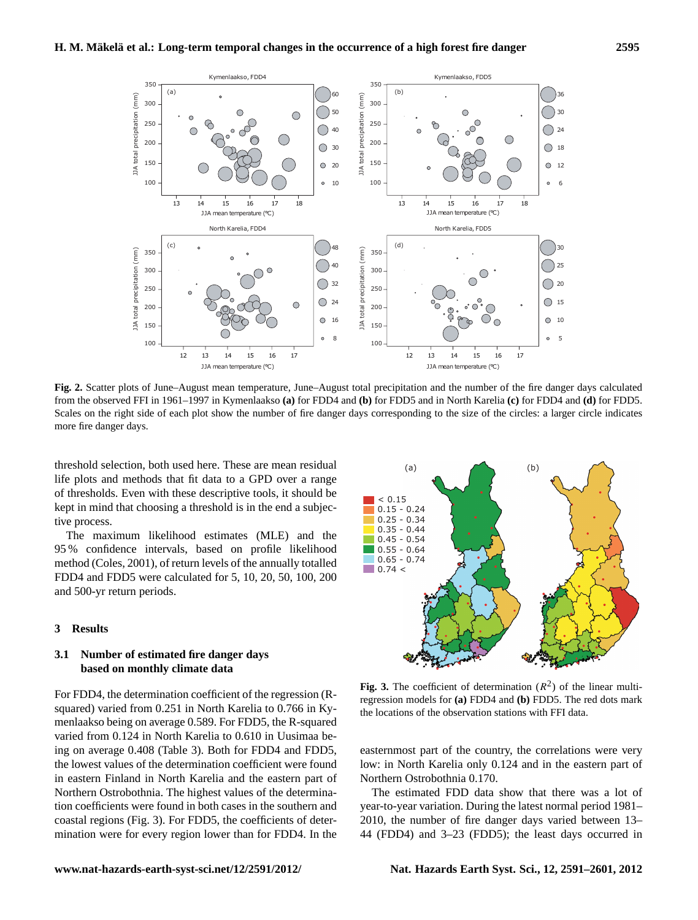**Fig. 2.** Scatter plots of June–August mean temperature, June–August total precipitation and the number of the fire danger days calculated from the observed FFI in 1961–1997 in Kymenlaakso **(a)** for FDD4 and **(b)** for FDD5 and in North Karelia **(c)** for FDD4 and **(d)** for FDD5. Scales on the right side of each plot show the number of fire danger days corresponding to the size of the circles: a larger circle indicates more fire danger days.

threshold selection, both used here. These are mean residual life plots and methods that fit data to a GPD over a range of thresholds. Even with these descriptive tools, it should be kept in mind that choosing a threshold is in the end a subjective process.

The maximum likelihood estimates (MLE) and the 95 % confidence intervals, based on profile likelihood method (Coles, 2001), of return levels of the annually totalled FDD4 and FDD5 were calculated for 5, 10, 20, 50, 100, 200 and 500-yr return periods.

## 3 Results

### 3.1 Number of estimated fire danger days based on monthly climate data

For FDD4, the determination coefficient of the regression (R-squared) varied from 0.251 in North Karelia to 0.766 in Kymenlaakso being on average 0.589. For FDD5, the R-squared varied from 0.124 in North Karelia to 0.610 in Uusimaa being on average 0.408 (Table 3). Both for FDD4 and FDD5, the lowest values of the determination coefficient were found in eastern Finland in North Karelia and the eastern part of Northern Ostrobothnia. The highest values of the determination coefficients were found in both cases in the southern and coastal regions (Fig. 3). For FDD5, the coefficients of determination were for every region lower than for FDD4. In the easternmost part of the country, the correlations were very low: in North Karelia only 0.124 and in the eastern part of Northern Ostrobothnia 0.170.

**Fig. 3.** The coefficient of determination ($R^2$) of the linear multi-regression models for **(a)** FDD4 and **(b)** FDD5. The red dots mark the locations of the observation stations with FFI data.

The estimated FDD data show that there was a lot of year-to-year variation. During the latest normal period 1981–2010, the number of fire danger days varied between 13–44 (FDD4) and 3–23 (FDD5); the least days occurred in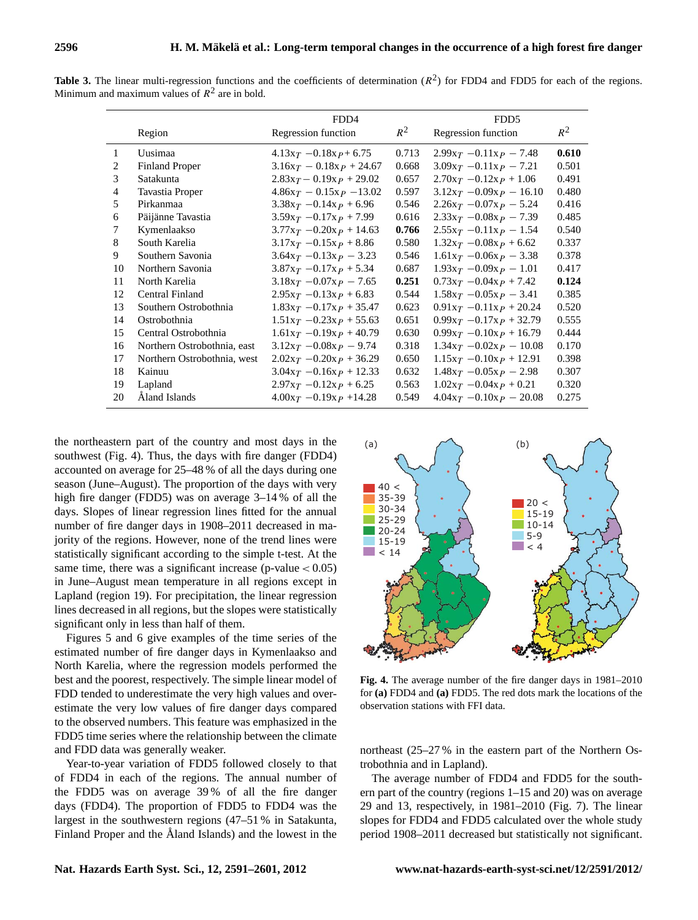**Table 3.** The linear multi-regression functions and the coefficients of determination ($R^2$) for FDD4 and FDD5 for each of the regions. Minimum and maximum values of $R^2$ are in bold.

| | Region | FDD4 | | FDD5 | |
|---|---|---|---|---|---|
| | | Regression function | $R^2$ | Regression function | $R^2$ |
| 1 | Uusimaa | $4.13x_T - 0.18x_P + 6.75$ | 0.713 | $2.99x_T - 0.11x_P - 7.48$ | **0.610** |
| 2 | Finland Proper | $3.16x_T - 0.18x_P + 24.67$ | 0.668 | $3.09x_T - 0.11x_P - 7.21$ | 0.501 |
| 3 | Satakunta | $2.83x_T - 0.19x_P + 29.02$ | 0.657 | $2.70x_T - 0.12x_P + 1.06$ | 0.491 |
| 4 | Tavastia Proper | $4.86x_T - 0.15x_P - 13.02$ | 0.597 | $3.12x_T - 0.09x_P - 16.10$ | 0.480 |
| 5 | Pirkanmaa | $3.38x_T - 0.14x_P + 6.96$ | 0.546 | $2.26x_T - 0.07x_P - 5.24$ | 0.416 |
| 6 | Päijänne Tavastia | $3.59x_T - 0.17x_P + 7.99$ | 0.616 | $2.33x_T - 0.08x_P - 7.39$ | 0.485 |
| 7 | Kymenlaakso | $3.77x_T - 0.20x_P + 14.63$ | **0.766** | $2.55x_T - 0.11x_P - 1.54$ | 0.540 |
| 8 | South Karelia | $3.17x_T - 0.15x_P + 8.86$ | 0.580 | $1.32x_T - 0.08x_P + 6.62$ | 0.337 |
| 9 | Southern Savonia | $3.64x_T - 0.13x_P - 3.23$ | 0.546 | $1.61x_T - 0.06x_P - 3.38$ | 0.378 |
| 10 | Northern Savonia | $3.87x_T - 0.17x_P + 5.34$ | 0.687 | $1.93x_T - 0.09x_P - 1.01$ | 0.417 |
| 11 | North Karelia | $3.18x_T - 0.07x_P - 7.65$ | **0.251** | $0.73x_T - 0.04x_P + 7.42$ | **0.124** |
| 12 | Central Finland | $2.95x_T - 0.13x_P + 6.83$ | 0.544 | $1.58x_T - 0.05x_P - 3.41$ | 0.385 |
| 13 | Southern Ostrobothnia | $1.83x_T - 0.17x_P + 35.47$ | 0.623 | $0.91x_T - 0.11x_P + 20.24$ | 0.520 |
| 14 | Ostrobothnia | $1.51x_T - 0.23x_P + 55.63$ | 0.651 | $0.99x_T - 0.17x_P + 32.79$ | 0.555 |
| 15 | Central Ostrobothnia | $1.61x_T - 0.19x_P + 40.79$ | 0.630 | $0.99x_T - 0.10x_P + 16.79$ | 0.444 |
| 16 | Northern Ostrobothnia, east | $3.12x_T - 0.08x_P - 9.74$ | 0.318 | $1.34x_T - 0.02x_P - 10.08$ | 0.170 |
| 17 | Northern Ostrobothnia, west | $2.02x_T - 0.20x_P + 36.29$ | 0.650 | $1.15x_T - 0.10x_P + 12.91$ | 0.398 |
| 18 | Kainuu | $3.04x_T - 0.16x_P + 12.33$ | 0.632 | $1.48x_T - 0.05x_P - 2.98$ | 0.307 |
| 19 | Lapland | $2.97x_T - 0.12x_P + 6.25$ | 0.563 | $1.02x_T - 0.04x_P + 0.21$ | 0.320 |
| 20 | Åland Islands | $4.00x_T - 0.19x_P + 14.28$ | 0.549 | $4.04x_T - 0.10x_P - 20.08$ | 0.275 |

the northeastern part of the country and most days in the southwest (Fig. 4). Thus, the days with fire danger (FDD4) accounted on average for 25–48 % of all the days during one season (June–August). The proportion of the days with very high fire danger (FDD5) was on average 3–14 % of all the days. Slopes of linear regression lines fitted for the annual number of fire danger days in 1908–2011 decreased in majority of the regions. However, none of the trend lines were statistically significant according to the simple t-test. At the same time, there was a significant increase ($p$-value $< 0.05$) in June–August mean temperature in all regions except in Lapland (region 19). For precipitation, the linear regression lines decreased in all regions, but the slopes were statistically significant only in less than half of them.

Figures 5 and 6 give examples of the time series of the estimated number of fire danger days in Kymenlaakso and North Karelia, where the regression models performed the best and the poorest, respectively. The simple linear model of FDD tended to underestimate the very high values and overestimate the very low values of fire danger days compared to the observed numbers. This feature was emphasized in the FDD5 time series where the relationship between the climate and FDD data was generally weaker.

Year-to-year variation of FDD5 followed closely to that of FDD4 in each of the regions. The annual number of the FDD5 was on average 39 % of all the fire danger days (FDD4). The proportion of FDD5 to FDD4 was the largest in the southwestern regions (47–51 % in Satakunta, Finland Proper and the Åland Islands) and the lowest in the northeast (25–27 % in the eastern part of the Northern Ostrobothnia and in Lapland).

**Fig. 4.** The average number of the fire danger days in 1981–2010 for **(a)** FDD4 and **(a)** FDD5. The red dots mark the locations of the observation stations with FFI data.

The average number of FDD4 and FDD5 for the southern part of the country (regions 1–15 and 20) was on average 29 and 13, respectively, in 1981–2010 (Fig. 7). The linear slopes for FDD4 and FDD5 calculated over the whole study period 1908–2011 decreased but statistically not significant.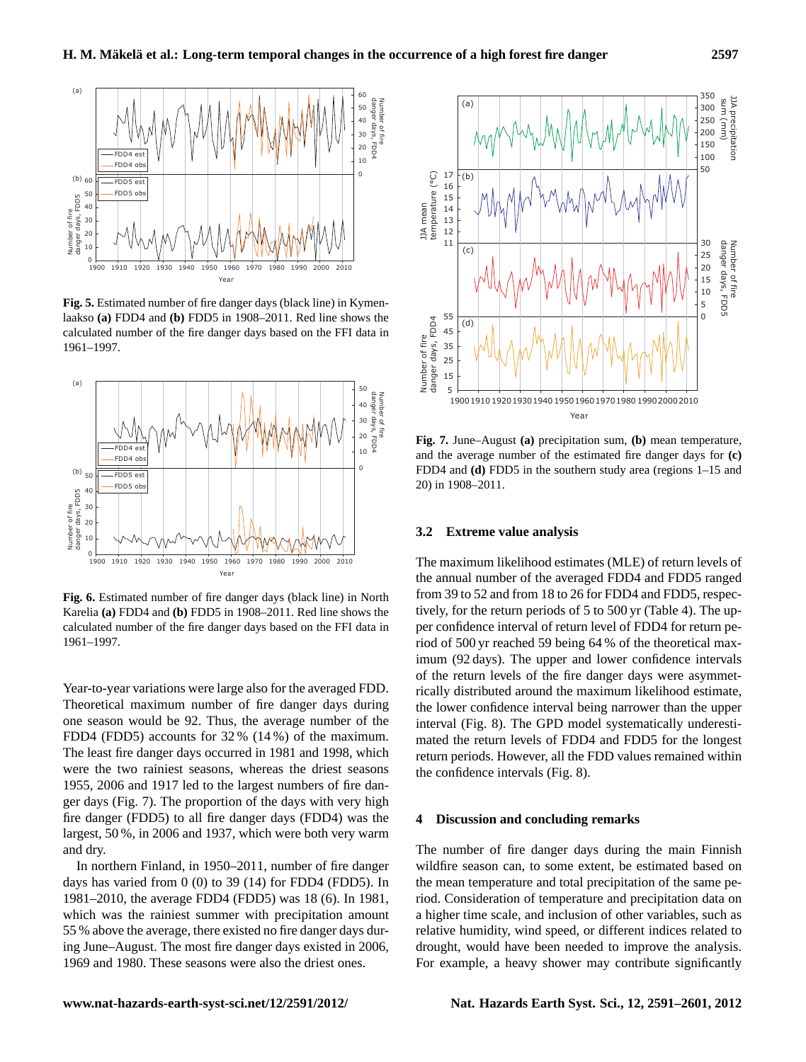**Fig. 5.** Estimated number of fire danger days (black line) in Kymenlaakso **(a)** FDD4 and **(b)** FDD5 in 1908–2011. Red line shows the calculated number of the fire danger days based on the FFI data in 1961–1997.

**Fig. 6.** Estimated number of fire danger days (black line) in North Karelia **(a)** FDD4 and **(b)** FDD5 in 1908–2011. Red line shows the calculated number of the fire danger days based on the FFI data in 1961–1997.

Year-to-year variations were large also for the averaged FDD. Theoretical maximum number of fire danger days during one season would be 92. Thus, the average number of the FDD4 (FDD5) accounts for 32 % (14 %) of the maximum. The least fire danger days occurred in 1981 and 1998, which were the two rainiest seasons, whereas the driest seasons 1955, 2006 and 1917 led to the largest numbers of fire danger days (Fig. 7). The proportion of the days with very high fire danger (FDD5) to all fire danger days (FDD4) was the largest, 50 %, in 2006 and 1937, which were both very warm and dry.

In northern Finland, in 1950–2011, number of fire danger days has varied from 0 (0) to 39 (14) for FDD4 (FDD5). In 1981–2010, the average FDD4 (FDD5) was 18 (6). In 1981, which was the rainiest summer with precipitation amount 55 % above the average, there existed no fire danger days during June–August. The most fire danger days existed in 2006, 1969 and 1980. These seasons were also the driest ones.

**Fig. 7.** June–August **(a)** precipitation sum, **(b)** mean temperature, and the average number of the estimated fire danger days for **(c)** FDD4 and **(d)** FDD5 in the southern study area (regions 1–15 and 20) in 1908–2011.

### 3.2 Extreme value analysis

The maximum likelihood estimates (MLE) of return levels of the annual number of the averaged FDD4 and FDD5 ranged from 39 to 52 and from 18 to 26 for FDD4 and FDD5, respectively, for the return periods of 5 to 500 yr (Table 4). The upper confidence interval of return level of FDD4 for return period of 500 yr reached 59 being 64 % of the theoretical maximum (92 days). The upper and lower confidence intervals of the return levels of the fire danger days were asymmetrically distributed around the maximum likelihood estimate, the lower confidence interval being narrower than the upper interval (Fig. 8). The GPD model systematically underestimated the return levels of FDD4 and FDD5 for the longest return periods. However, all the FDD values remained within the confidence intervals (Fig. 8).

## 4 Discussion and concluding remarks

The number of fire danger days during the main Finnish wildfire season can, to some extent, be estimated based on the mean temperature and total precipitation of the same period. Consideration of temperature and precipitation data on a higher time scale, and inclusion of other variables, such as relative humidity, wind speed, or different indices related to drought, would have been needed to improve the analysis. For example, a heavy shower may contribute significantly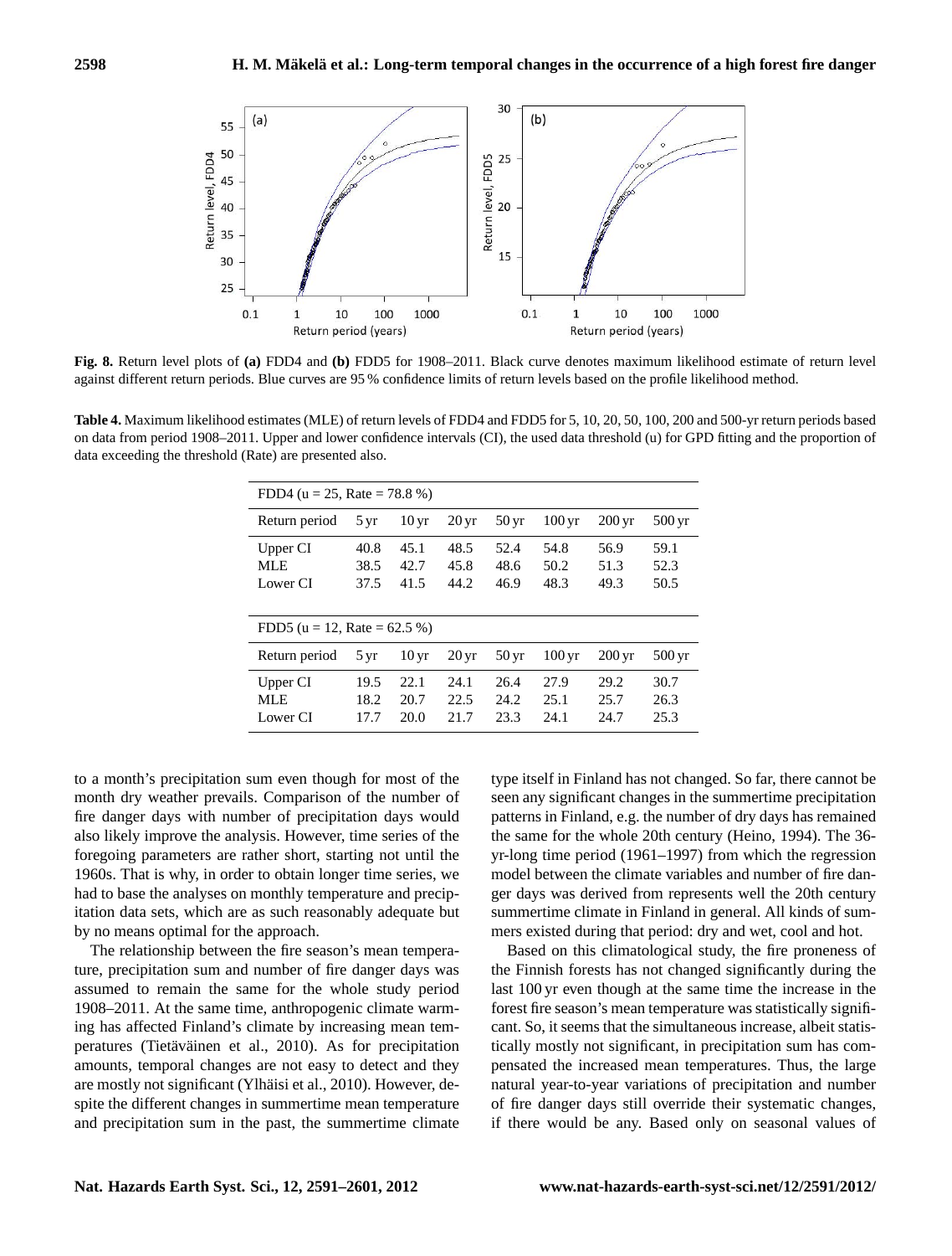**Fig. 8.** Return level plots of **(a)** FDD4 and **(b)** FDD5 for 1908–2011. Black curve denotes maximum likelihood estimate of return level against different return periods. Blue curves are 95 % confidence limits of return levels based on the profile likelihood method.

**Table 4.** Maximum likelihood estimates (MLE) of return levels of FDD4 and FDD5 for 5, 10, 20, 50, 100, 200 and 500-yr return periods based on data from period 1908–2011. Upper and lower confidence intervals (CI), the used data threshold (u) for GPD fitting and the proportion of data exceeding the threshold (Rate) are presented also.

| FDD4 (u = 25, Rate = 78.8 %) | | | | | | | |
|---|---|---|---|---|---|---|---|
| Return period | 5 yr | 10 yr | 20 yr | 50 yr | 100 yr | 200 yr | 500 yr |
| Upper CI | 40.8 | 45.1 | 48.5 | 52.4 | 54.8 | 56.9 | 59.1 |
| MLE | 38.5 | 42.7 | 45.8 | 48.6 | 50.2 | 51.3 | 52.3 |
| Lower CI | 37.5 | 41.5 | 44.2 | 46.9 | 48.3 | 49.3 | 50.5 |

| FDD5 (u = 12, Rate = 62.5 %) | | | | | | | |
|---|---|---|---|---|---|---|---|
| Return period | 5 yr | 10 yr | 20 yr | 50 yr | 100 yr | 200 yr | 500 yr |
| Upper CI | 19.5 | 22.1 | 24.1 | 26.4 | 27.9 | 29.2 | 30.7 |
| MLE | 18.2 | 20.7 | 22.5 | 24.2 | 25.1 | 25.7 | 26.3 |
| Lower CI | 17.7 | 20.0 | 21.7 | 23.3 | 24.1 | 24.7 | 25.3 |

to a month's precipitation sum even though for most of the month dry weather prevails. Comparison of the number of fire danger days with number of precipitation days would also likely improve the analysis. However, time series of the foregoing parameters are rather short, starting not until the 1960s. That is why, in order to obtain longer time series, we had to base the analyses on monthly temperature and precipitation data sets, which are as such reasonably adequate but by no means optimal for the approach.

The relationship between the fire season's mean temperature, precipitation sum and number of fire danger days was assumed to remain the same for the whole study period 1908–2011. At the same time, anthropogenic climate warming has affected Finland's climate by increasing mean temperatures (Tietäväinen et al., 2010). As for precipitation amounts, temporal changes are not easy to detect and they are mostly not significant (Ylhäisi et al., 2010). However, despite the different changes in summertime mean temperature and precipitation sum in the past, the summertime climate type itself in Finland has not changed. So far, there cannot be seen any significant changes in the summertime precipitation patterns in Finland, e.g. the number of dry days has remained the same for the whole 20th century (Heino, 1994). The 36-yr-long time period (1961–1997) from which the regression model between the climate variables and number of fire danger days was derived from represents well the 20th century summertime climate in Finland in general. All kinds of summers existed during that period: dry and wet, cool and hot.

Based on this climatological study, the fire proneness of the Finnish forests has not changed significantly during the last 100 yr even though at the same time the increase in the forest fire season's mean temperature was statistically significant. So, it seems that the simultaneous increase, albeit statistically mostly not significant, in precipitation sum has compensated the increased mean temperatures. Thus, the large natural year-to-year variations of precipitation and number of fire danger days still override their systematic changes, if there would be any. Based only on seasonal values of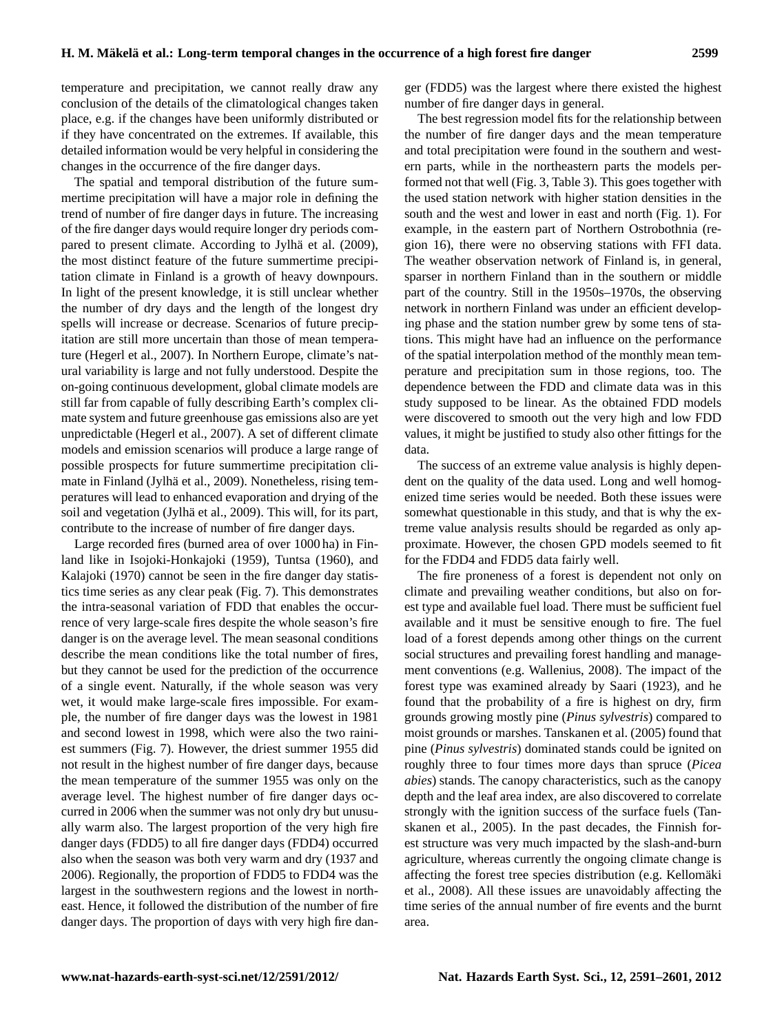temperature and precipitation, we cannot really draw any conclusion of the details of the climatological changes taken place, e.g. if the changes have been uniformly distributed or if they have concentrated on the extremes. If available, this detailed information would be very helpful in considering the changes in the occurrence of the fire danger days.

The spatial and temporal distribution of the future summertime precipitation will have a major role in defining the trend of number of fire danger days in future. The increasing of the fire danger days would require longer dry periods compared to present climate. According to Jylhä et al. (2009), the most distinct feature of the future summertime precipitation climate in Finland is a growth of heavy downpours. In light of the present knowledge, it is still unclear whether the number of dry days and the length of the longest dry spells will increase or decrease. Scenarios of future precipitation are still more uncertain than those of mean temperature (Hegerl et al., 2007). In Northern Europe, climate's natural variability is large and not fully understood. Despite the on-going continuous development, global climate models are still far from capable of fully describing Earth's complex climate system and future greenhouse gas emissions also are yet unpredictable (Hegerl et al., 2007). A set of different climate models and emission scenarios will produce a large range of possible prospects for future summertime precipitation climate in Finland (Jylhä et al., 2009). Nonetheless, rising temperatures will lead to enhanced evaporation and drying of the soil and vegetation (Jylhä et al., 2009). This will, for its part, contribute to the increase of number of fire danger days.

Large recorded fires (burned area of over 1000 ha) in Finland like in Isojoki-Honkajoki (1959), Tuntsa (1960), and Kalajoki (1970) cannot be seen in the fire danger day statistics time series as any clear peak (Fig. 7). This demonstrates the intra-seasonal variation of FDD that enables the occurrence of very large-scale fires despite the whole season's fire danger is on the average level. The mean seasonal conditions describe the mean conditions like the total number of fires, but they cannot be used for the prediction of the occurrence of a single event. Naturally, if the whole season was very wet, it would make large-scale fires impossible. For example, the number of fire danger days was the lowest in 1981 and second lowest in 1998, which were also the two rainiest summers (Fig. 7). However, the driest summer 1955 did not result in the highest number of fire danger days, because the mean temperature of the summer 1955 was only on the average level. The highest number of fire danger days occurred in 2006 when the summer was not only dry but unusually warm also. The largest proportion of the very high fire danger days (FDD5) to all fire danger days (FDD4) occurred also when the season was both very warm and dry (1937 and 2006). Regionally, the proportion of FDD5 to FDD4 was the largest in the southwestern regions and the lowest in northeast. Hence, it followed the distribution of the number of fire danger days. The proportion of days with very high fire danger (FDD5) was the largest where there existed the highest number of fire danger days in general.

The best regression model fits for the relationship between the number of fire danger days and the mean temperature and total precipitation were found in the southern and western parts, while in the northeastern parts the models performed not that well (Fig. 3, Table 3). This goes together with the used station network with higher station densities in the south and the west and lower in east and north (Fig. 1). For example, in the eastern part of Northern Ostrobothnia (region 16), there were no observing stations with FFI data. The weather observation network of Finland is, in general, sparser in northern Finland than in the southern or middle part of the country. Still in the 1950s–1970s, the observing network in northern Finland was under an efficient developing phase and the station number grew by some tens of stations. This might have had an influence on the performance of the spatial interpolation method of the monthly mean temperature and precipitation sum in those regions, too. The dependence between the FDD and climate data was in this study supposed to be linear. As the obtained FDD models were discovered to smooth out the very high and low FDD values, it might be justified to study also other fittings for the data.

The success of an extreme value analysis is highly dependent on the quality of the data used. Long and well homogenized time series would be needed. Both these issues were somewhat questionable in this study, and that is why the extreme value analysis results should be regarded as only approximate. However, the chosen GPD models seemed to fit for the FDD4 and FDD5 data fairly well.

The fire proneness of a forest is dependent not only on climate and prevailing weather conditions, but also on forest type and available fuel load. There must be sufficient fuel available and it must be sensitive enough to fire. The fuel load of a forest depends among other things on the current social structures and prevailing forest handling and management conventions (e.g. Wallenius, 2008). The impact of the forest type was examined already by Saari (1923), and he found that the probability of a fire is highest on dry, firm grounds growing mostly pine (*Pinus sylvestris*) compared to moist grounds or marshes. Tanskanen et al. (2005) found that pine (*Pinus sylvestris*) dominated stands could be ignited on roughly three to four times more days than spruce (*Picea abies*) stands. The canopy characteristics, such as the canopy depth and the leaf area index, are also discovered to correlate strongly with the ignition success of the surface fuels (Tanskanen et al., 2005). In the past decades, the Finnish forest structure was very much impacted by the slash-and-burn agriculture, whereas currently the ongoing climate change is affecting the forest tree species distribution (e.g. Kellomäki et al., 2008). All these issues are unavoidably affecting the time series of the annual number of fire events and the burnt area.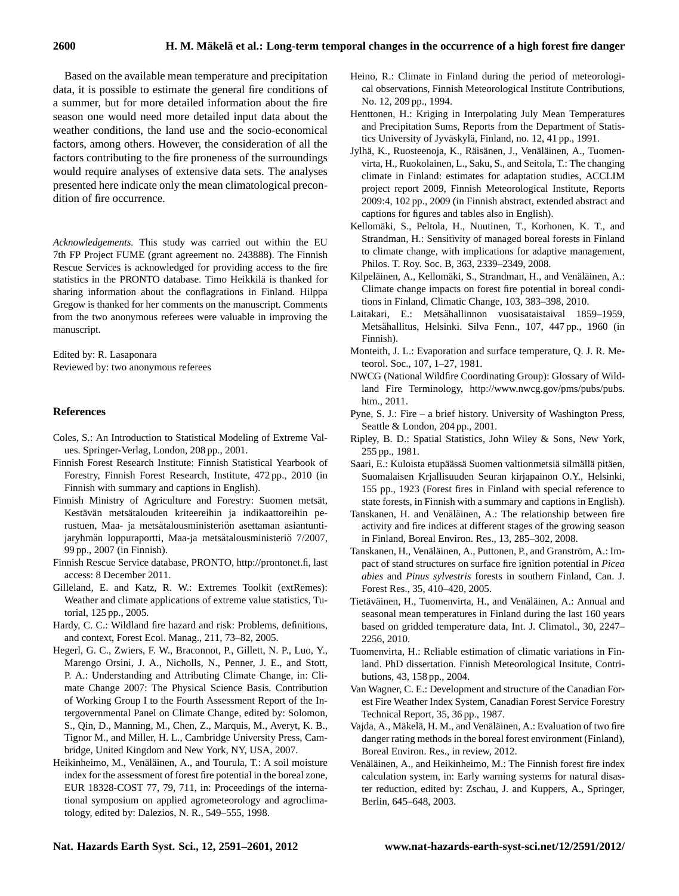Based on the available mean temperature and precipitation data, it is possible to estimate the general fire conditions of a summer, but for more detailed information about the fire season one would need more detailed input data about the weather conditions, the land use and the socio-economical factors, among others. However, the consideration of all the factors contributing to the fire proneness of the surroundings would require analyses of extensive data sets. The analyses presented here indicate only the mean climatological precondition of fire occurrence.

*Acknowledgements.* This study was carried out within the EU 7th FP Project FUME (grant agreement no. 243888). The Finnish Rescue Services is acknowledged for providing access to the fire statistics in the PRONTO database. Timo Heikkilä is thanked for sharing information about the conflagrations in Finland. Hilppa Gregow is thanked for her comments on the manuscript. Comments from the two anonymous referees were valuable in improving the manuscript.

Edited by: R. Lasaponara
Reviewed by: two anonymous referees

## References

Coles, S.: An Introduction to Statistical Modeling of Extreme Values. Springer-Verlag, London, 208 pp., 2001.

Finnish Forest Research Institute: Finnish Statistical Yearbook of Forestry, Finnish Forest Research, Institute, 472 pp., 2010 (in Finnish with summary and captions in English).

Finnish Ministry of Agriculture and Forestry: Suomen metsät, Kestävän metsätalouden kriteereihin ja indikaattoreihin perustuen, Maa- ja metsätalousministeriön asettaman asiantuntijaryhmän loppuraportti, Maa-ja metsätalousministeriö 7/2007, 99 pp., 2007 (in Finnish).

Finnish Rescue Service database, PRONTO, http://prontonet.fi, last access: 8 December 2011.

Gilleland, E. and Katz, R. W.: Extremes Toolkit (extRemes): Weather and climate applications of extreme value statistics, Tutorial, 125 pp., 2005.

Hardy, C. C.: Wildland fire hazard and risk: Problems, definitions, and context, Forest Ecol. Manag., 211, 73–82, 2005.

Hegerl, G. C., Zwiers, F. W., Braconnot, P., Gillett, N. P., Luo, Y., Marengo Orsini, J. A., Nicholls, N., Penner, J. E., and Stott, P. A.: Understanding and Attributing Climate Change, in: Climate Change 2007: The Physical Science Basis. Contribution of Working Group I to the Fourth Assessment Report of the Intergovernmental Panel on Climate Change, edited by: Solomon, S., Qin, D., Manning, M., Chen, Z., Marquis, M., Averyt, K. B., Tignor M., and Miller, H. L., Cambridge University Press, Cambridge, United Kingdom and New York, NY, USA, 2007.

Heikinheimo, M., Venäläinen, A., and Tourula, T.: A soil moisture index for the assessment of forest fire potential in the boreal zone, EUR 18328-COST 77, 79, 711, in: Proceedings of the international symposium on applied agrometeorology and agroclimatology, edited by: Dalezios, N. R., 549–555, 1998.

Heino, R.: Climate in Finland during the period of meteorological observations, Finnish Meteorological Institute Contributions, No. 12, 209 pp., 1994.

Henttonen, H.: Kriging in Interpolating July Mean Temperatures and Precipitation Sums, Reports from the Department of Statistics University of Jyväskylä, Finland, no. 12, 41 pp., 1991.

Jylhä, K., Ruosteenoja, K., Räisänen, J., Venäläinen, A., Tuomenvirta, H., Ruokolainen, L., Saku, S., and Seitola, T.: The changing climate in Finland: estimates for adaptation studies, ACCLIM project report 2009, Finnish Meteorological Institute, Reports 2009:4, 102 pp., 2009 (in Finnish abstract, extended abstract and captions for figures and tables also in English).

Kellomäki, S., Peltola, H., Nuutinen, T., Korhonen, K. T., and Strandman, H.: Sensitivity of managed boreal forests in Finland to climate change, with implications for adaptive management, Philos. T. Roy. Soc. B, 363, 2339–2349, 2008.

Kilpeläinen, A., Kellomäki, S., Strandman, H., and Venäläinen, A.: Climate change impacts on forest fire potential in boreal conditions in Finland, Climatic Change, 103, 383–398, 2010.

Laitakari, E.: Metsähallinnon vuosisataistaival 1859–1959, Metsähallitus, Helsinki. Silva Fenn., 107, 447 pp., 1960 (in Finnish).

Monteith, J. L.: Evaporation and surface temperature, Q. J. R. Meteorol. Soc., 107, 1–27, 1981.

NWCG (National Wildfire Coordinating Group): Glossary of Wildland Fire Terminology, http://www.nwcg.gov/pms/pubs/pubs.htm., 2011.

Pyne, S. J.: Fire – a brief history. University of Washington Press, Seattle & London, 204 pp., 2001.

Ripley, B. D.: Spatial Statistics, John Wiley & Sons, New York, 255 pp., 1981.

Saari, E.: Kuloista etupäässä Suomen valtionmetsiä silmällä pitäen, Suomalaisen Krjallisuuden Seuran kirjapainon O.Y., Helsinki, 155 pp., 1923 (Forest fires in Finland with special reference to state forests, in Finnish with a summary and captions in English).

Tanskanen, H. and Venäläinen, A.: The relationship between fire activity and fire indices at different stages of the growing season in Finland, Boreal Environ. Res., 13, 285–302, 2008.

Tanskanen, H., Venäläinen, A., Puttonen, P., and Granström, A.: Impact of stand structures on surface fire ignition potential in *Picea abies* and *Pinus sylvestris* forests in southern Finland, Can. J. Forest Res., 35, 410–420, 2005.

Tietäväinen, H., Tuomenvirta, H., and Venäläinen, A.: Annual and seasonal mean temperatures in Finland during the last 160 years based on gridded temperature data, Int. J. Climatol., 30, 2247–2256, 2010.

Tuomenvirta, H.: Reliable estimation of climatic variations in Finland. PhD dissertation. Finnish Meteorological Insitute, Contributions, 43, 158 pp., 2004.

Van Wagner, C. E.: Development and structure of the Canadian Forest Fire Weather Index System, Canadian Forest Service Forestry Technical Report, 35, 36 pp., 1987.

Vajda, A., Mäkelä, H. M., and Venäläinen, A.: Evaluation of two fire danger rating methods in the boreal forest environment (Finland), Boreal Environ. Res., in review, 2012.

Venäläinen, A., and Heikinheimo, M.: The Finnish forest fire index calculation system, in: Early warning systems for natural disaster reduction, edited by: Zschau, J. and Kuppers, A., Springer, Berlin, 645–648, 2003.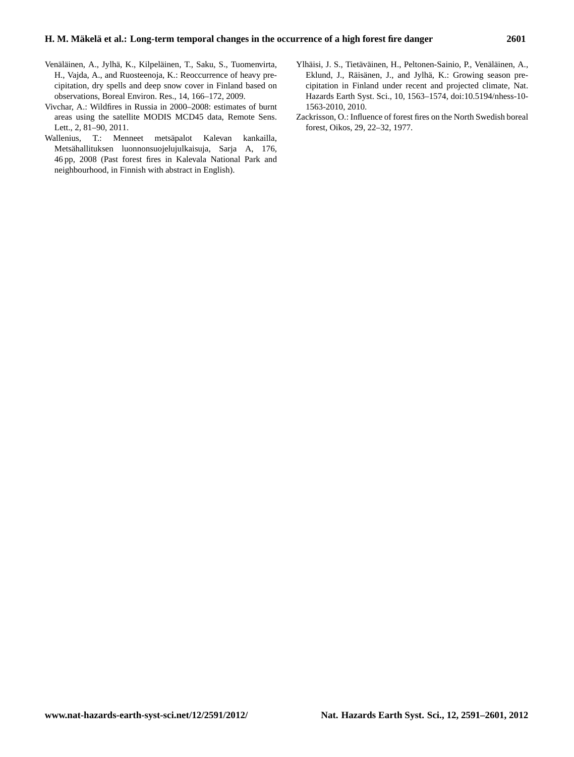Venäläinen, A., Jylhä, K., Kilpeläinen, T., Saku, S., Tuomenvirta, H., Vajda, A., and Ruosteenoja, K.: Reoccurrence of heavy precipitation, dry spells and deep snow cover in Finland based on observations, Boreal Environ. Res., 14, 166–172, 2009.

Vivchar, A.: Wildfires in Russia in 2000–2008: estimates of burnt areas using the satellite MODIS MCD45 data, Remote Sens. Lett., 2, 81–90, 2011.

Wallenius, T.: Menneet metsäpalot Kalevan kankailla, Metsähallituksen luonnonsuojelujulkaisuja, Sarja A, 176, 46 pp, 2008 (Past forest fires in Kalevala National Park and neighbourhood, in Finnish with abstract in English).

Ylhäisi, J. S., Tietäväinen, H., Peltonen-Sainio, P., Venäläinen, A., Eklund, J., Räisänen, J., and Jylhä, K.: Growing season precipitation in Finland under recent and projected climate, Nat. Hazards Earth Syst. Sci., 10, 1563–1574, doi:10.5194/nhess-10-1563-2010, 2010.

Zackrisson, O.: Influence of forest fires on the North Swedish boreal forest, Oikos, 29, 22–32, 1977.